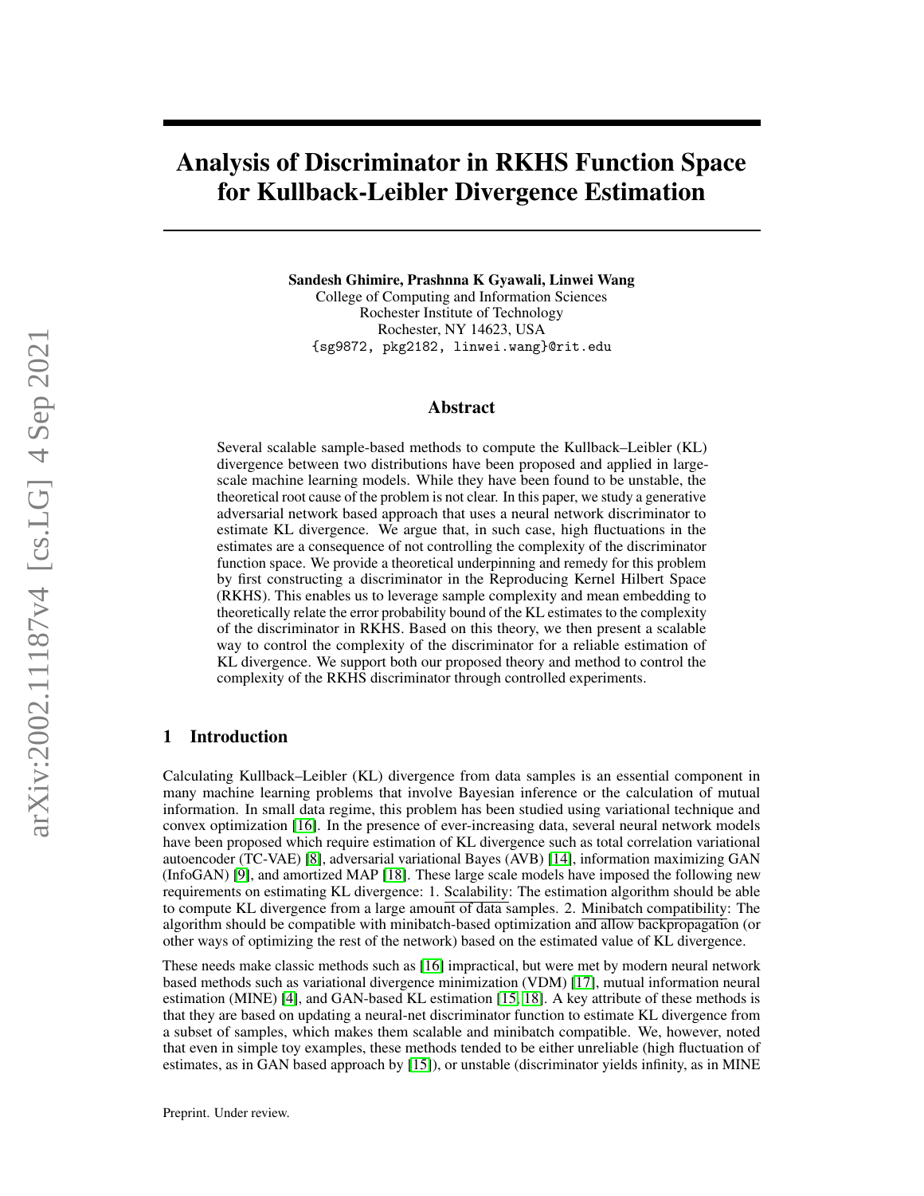# Analysis of Discriminator in RKHS Function Space for Kullback-Leibler Divergence Estimation

**Sandesh Ghimire, Prashnna K Gyawali, Linwei Wang**
College of Computing and Information Sciences
Rochester Institute of Technology
Rochester, NY 14623, USA
{sg9872, pkg2182, linwei.wang}@rit.edu

## Abstract

Several scalable sample-based methods to compute the Kullback–Leibler (KL) divergence between two distributions have been proposed and applied in large-scale machine learning models. While they have been found to be unstable, the theoretical root cause of the problem is not clear. In this paper, we study a generative adversarial network based approach that uses a neural network discriminator to estimate KL divergence. We argue that, in such case, high fluctuations in the estimates are a consequence of not controlling the complexity of the discriminator function space. We provide a theoretical underpinning and remedy for this problem by first constructing a discriminator in the Reproducing Kernel Hilbert Space (RKHS). This enables us to leverage sample complexity and mean embedding to theoretically relate the error probability bound of the KL estimates to the complexity of the discriminator in RKHS. Based on this theory, we then present a scalable way to control the complexity of the discriminator for a reliable estimation of KL divergence. We support both our proposed theory and method to control the complexity of the RKHS discriminator through controlled experiments.

## 1 Introduction

Calculating Kullback–Leibler (KL) divergence from data samples is an essential component in many machine learning problems that involve Bayesian inference or the calculation of mutual information. In small data regime, this problem has been studied using variational technique and convex optimization [16]. In the presence of ever-increasing data, several neural network models have been proposed which require estimation of KL divergence such as total correlation variational autoencoder (TC-VAE) [8], adversarial variational Bayes (AVB) [14], information maximizing GAN (InfoGAN) [9], and amortized MAP [18]. These large scale models have imposed the following new requirements on estimating KL divergence: 1. Scalability: The estimation algorithm should be able to compute KL divergence from a large amount of data samples. 2. Minibatch compatibility: The algorithm should be compatible with minibatch-based optimization and allow backpropagation (or other ways of optimizing the rest of the network) based on the estimated value of KL divergence.

These needs make classic methods such as [16] impractical, but were met by modern neural network based methods such as variational divergence minimization (VDM) [17], mutual information neural estimation (MINE) [4], and GAN-based KL estimation [15, 18]. A key attribute of these methods is that they are based on updating a neural-net discriminator function to estimate KL divergence from a subset of samples, which makes them scalable and minibatch compatible. We, however, noted that even in simple toy examples, these methods tended to be either unreliable (high fluctuation of estimates, as in GAN based approach by [15]), or unstable (discriminator yields infinity, as in MINE

Preprint. Under review.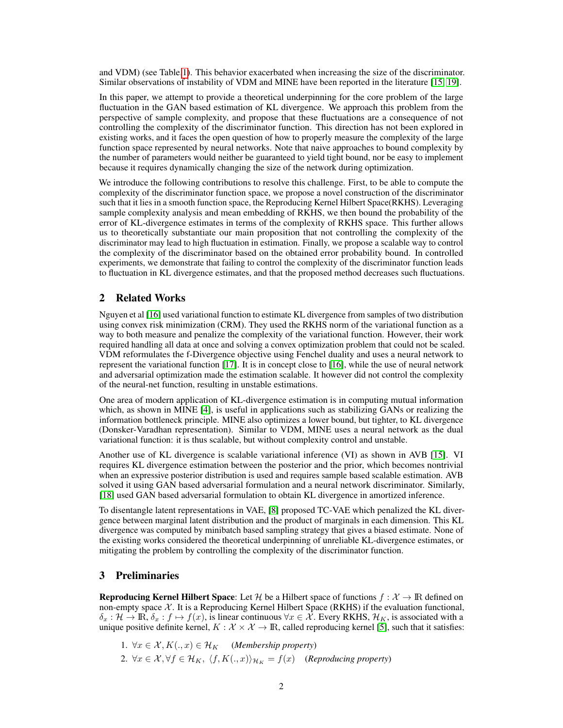and VDM) (see Table 1). This behavior exacerbated when increasing the size of the discriminator. Similar observations of instability of VDM and MINE have been reported in the literature [15, 19].

In this paper, we attempt to provide a theoretical underpinning for the core problem of the large fluctuation in the GAN based estimation of KL divergence. We approach this problem from the perspective of sample complexity, and propose that these fluctuations are a consequence of not controlling the complexity of the discriminator function. This direction has not been explored in existing works, and it faces the open question of how to properly measure the complexity of the large function space represented by neural networks. Note that naive approaches to bound complexity by the number of parameters would neither be guaranteed to yield tight bound, nor be easy to implement because it requires dynamically changing the size of the network during optimization.

We introduce the following contributions to resolve this challenge. First, to be able to compute the complexity of the discriminator function space, we propose a novel construction of the discriminator such that it lies in a smooth function space, the Reproducing Kernel Hilbert Space(RKHS). Leveraging sample complexity analysis and mean embedding of RKHS, we then bound the probability of the error of KL-divergence estimates in terms of the complexity of RKHS space. This further allows us to theoretically substantiate our main proposition that not controlling the complexity of the discriminator may lead to high fluctuation in estimation. Finally, we propose a scalable way to control the complexity of the discriminator based on the obtained error probability bound. In controlled experiments, we demonstrate that failing to control the complexity of the discriminator function leads to fluctuation in KL divergence estimates, and that the proposed method decreases such fluctuations.

## 2 Related Works

Nguyen et al [16] used variational function to estimate KL divergence from samples of two distribution using convex risk minimization (CRM). They used the RKHS norm of the variational function as a way to both measure and penalize the complexity of the variational function. However, their work required handling all data at once and solving a convex optimization problem that could not be scaled. VDM reformulates the f-Divergence objective using Fenchel duality and uses a neural network to represent the variational function [17]. It is in concept close to [16], while the use of neural network and adversarial optimization made the estimation scalable. It however did not control the complexity of the neural-net function, resulting in unstable estimations.

One area of modern application of KL-divergence estimation is in computing mutual information which, as shown in MINE [4], is useful in applications such as stabilizing GANs or realizing the information bottleneck principle. MINE also optimizes a lower bound, but tighter, to KL divergence (Donsker-Varadhan representation). Similar to VDM, MINE uses a neural network as the dual variational function: it is thus scalable, but without complexity control and unstable.

Another use of KL divergence is scalable variational inference (VI) as shown in AVB [15]. VI requires KL divergence estimation between the posterior and the prior, which becomes nontrivial when an expressive posterior distribution is used and requires sample based scalable estimation. AVB solved it using GAN based adversarial formulation and a neural network discriminator. Similarly, [18] used GAN based adversarial formulation to obtain KL divergence in amortized inference.

To disentangle latent representations in VAE, [8] proposed TC-VAE which penalized the KL divergence between marginal latent distribution and the product of marginals in each dimension. This KL divergence was computed by minibatch based sampling strategy that gives a biased estimate. None of the existing works considered the theoretical underpinning of unreliable KL-divergence estimates, or mitigating the problem by controlling the complexity of the discriminator function.

## 3 Preliminaries

**Reproducing Kernel Hilbert Space**: Let $\mathcal{H}$ be a Hilbert space of functions $f : \mathcal{X} \to \mathbb{R}$ defined on non-empty space $\mathcal{X}$. It is a Reproducing Kernel Hilbert Space (RKHS) if the evaluation functional, $\delta_x : \mathcal{H} \to \mathbb{R}$, $\delta_x : f \mapsto f(x)$, is linear continuous $\forall x \in \mathcal{X}$. Every RKHS, $\mathcal{H}_K$, is associated with a unique positive definite kernel, $K : \mathcal{X} \times \mathcal{X} \to \mathbb{R}$, called reproducing kernel [5], such that it satisfies:

1. $\forall x \in \mathcal{X}, K(., x) \in \mathcal{H}_K$ (*Membership property*)
2. $\forall x \in \mathcal{X}, \forall f \in \mathcal{H}_K,\ \langle f, K(., x)\rangle_{\mathcal{H}_K} = f(x)$ (*Reproducing property*)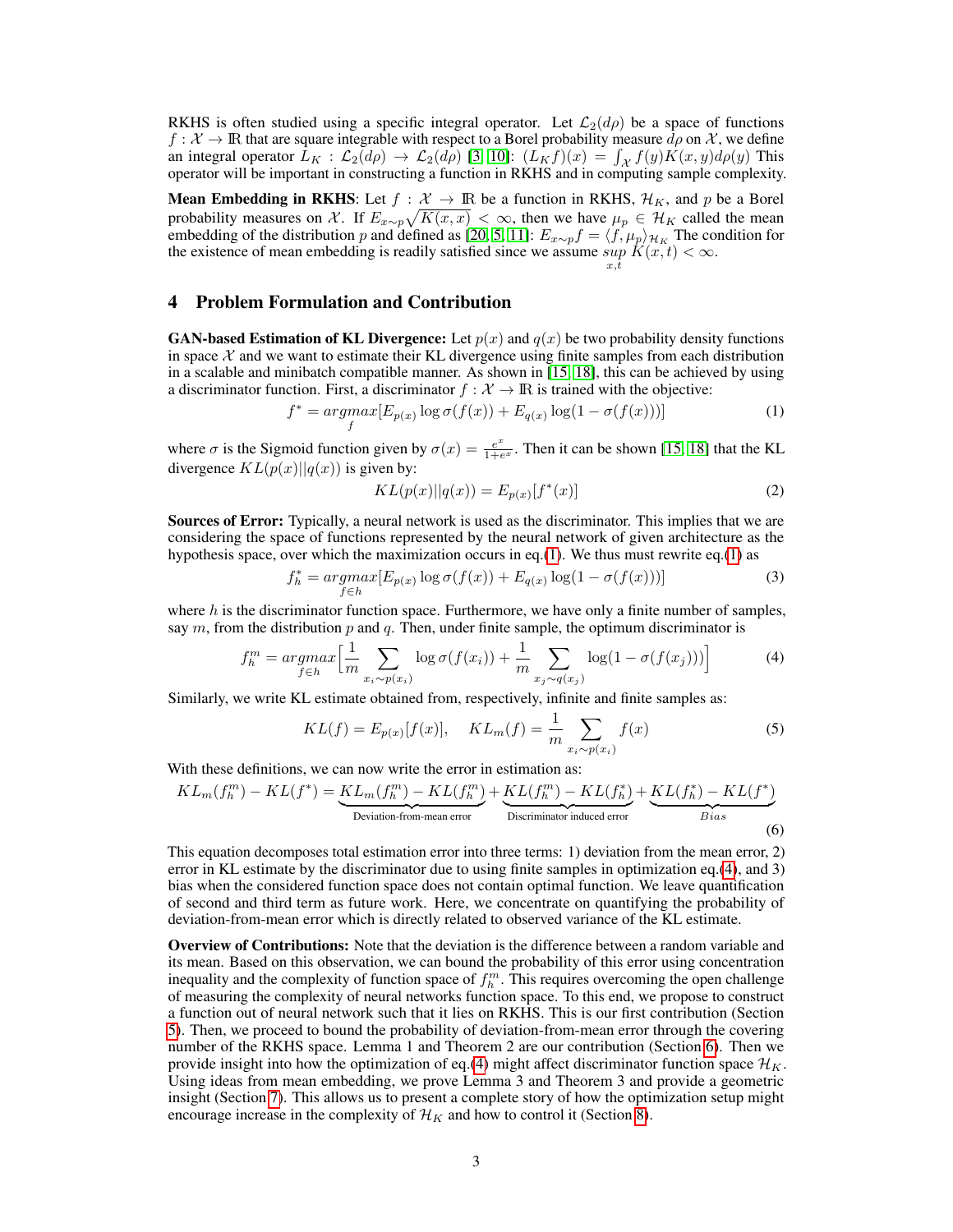RKHS is often studied using a specific integral operator. Let $\mathcal{L}_2(d\rho)$ be a space of functions $f : \mathcal{X} \to \mathbb{R}$ that are square integrable with respect to a Borel probability measure $d\rho$ on $\mathcal{X}$, we define an integral operator $L_K : \mathcal{L}_2(d\rho) \to \mathcal{L}_2(d\rho)$ [3, 10]: $(L_K f)(x) = \int_{\mathcal{X}} f(y)K(x,y)d\rho(y)$ This operator will be important in constructing a function in RKHS and in computing sample complexity.

**Mean Embedding in RKHS**: Let $f : \mathcal{X} \to \mathbb{R}$ be a function in RKHS, $\mathcal{H}_K$, and $p$ be a Borel probability measures on $\mathcal{X}$. If $E_{x\sim p}\sqrt{K(x,x)} < \infty$, then we have $\mu_p \in \mathcal{H}_K$ called the mean embedding of the distribution $p$ and defined as [20, 5, 11]: $E_{x\sim p} f = \langle f, \mu_p \rangle_{\mathcal{H}_K}$ The condition for the existence of mean embedding is readily satisfied since we assume $\sup_{x,t} K(x,t) < \infty$.

## 4 Problem Formulation and Contribution

**GAN-based Estimation of KL Divergence:** Let $p(x)$ and $q(x)$ be two probability density functions in space $\mathcal{X}$ and we want to estimate their KL divergence using finite samples from each distribution in a scalable and minibatch compatible manner. As shown in [15, 18], this can be achieved by using a discriminator function. First, a discriminator $f : \mathcal{X} \to \mathbb{R}$ is trained with the objective:

$$f^* = \underset{f}{argmax}[E_{p(x)} \log \sigma(f(x)) + E_{q(x)} \log(1 - \sigma(f(x)))] \tag{1}$$

where $\sigma$ is the Sigmoid function given by $\sigma(x) = \frac{e^x}{1+e^x}$. Then it can be shown [15, 18] that the KL divergence $KL(p(x)||q(x))$ is given by:

$$KL(p(x)||q(x)) = E_{p(x)}[f^*(x)] \tag{2}$$

**Sources of Error:** Typically, a neural network is used as the discriminator. This implies that we are considering the space of functions represented by the neural network of given architecture as the hypothesis space, over which the maximization occurs in eq.(1). We thus must rewrite eq.(1) as

$$f^*_h = \underset{f \in h}{argmax}[E_{p(x)} \log \sigma(f(x)) + E_{q(x)} \log(1 - \sigma(f(x)))] \tag{3}$$

where $h$ is the discriminator function space. Furthermore, we have only a finite number of samples, say $m$, from the distribution $p$ and $q$. Then, under finite sample, the optimum discriminator is

$$f^m_h = \underset{f \in h}{argmax}\Big[\frac{1}{m}\sum_{x_i \sim p(x_i)} \log \sigma(f(x_i)) + \frac{1}{m}\sum_{x_j \sim q(x_j)} \log(1 - \sigma(f(x_j)))\Big] \tag{4}$$

Similarly, we write KL estimate obtained from, respectively, infinite and finite samples as:

$$KL(f) = E_{p(x)}[f(x)], \quad KL_m(f) = \frac{1}{m}\sum_{x_i \sim p(x_i)} f(x) \tag{5}$$

With these definitions, we can now write the error in estimation as:

$$KL_m(f^m_h) - KL(f^*) = \underbrace{KL_m(f^m_h) - KL(f^m_h)}_{\text{Deviation-from-mean error}} + \underbrace{KL(f^m_h) - KL(f^*_h)}_{\text{Discriminator induced error}} + \underbrace{KL(f^*_h) - KL(f^*)}_{Bias} \tag{6}$$

This equation decomposes total estimation error into three terms: 1) deviation from the mean error, 2) error in KL estimate by the discriminator due to using finite samples in optimization eq.(4), and 3) bias when the considered function space does not contain optimal function. We leave quantification of second and third term as future work. Here, we concentrate on quantifying the probability of deviation-from-mean error which is directly related to observed variance of the KL estimate.

**Overview of Contributions:** Note that the deviation is the difference between a random variable and its mean. Based on this observation, we can bound the probability of this error using concentration inequality and the complexity of function space of $f^m_h$. This requires overcoming the open challenge of measuring the complexity of neural networks function space. To this end, we propose to construct a function out of neural network such that it lies on RKHS. This is our first contribution (Section 5). Then, we proceed to bound the probability of deviation-from-mean error through the covering number of the RKHS space. Lemma 1 and Theorem 2 are our contribution (Section 6). Then we provide insight into how the optimization of eq.(4) might affect discriminator function space $\mathcal{H}_K$. Using ideas from mean embedding, we prove Lemma 3 and Theorem 3 and provide a geometric insight (Section 7). This allows us to present a complete story of how the optimization setup might encourage increase in the complexity of $\mathcal{H}_K$ and how to control it (Section 8).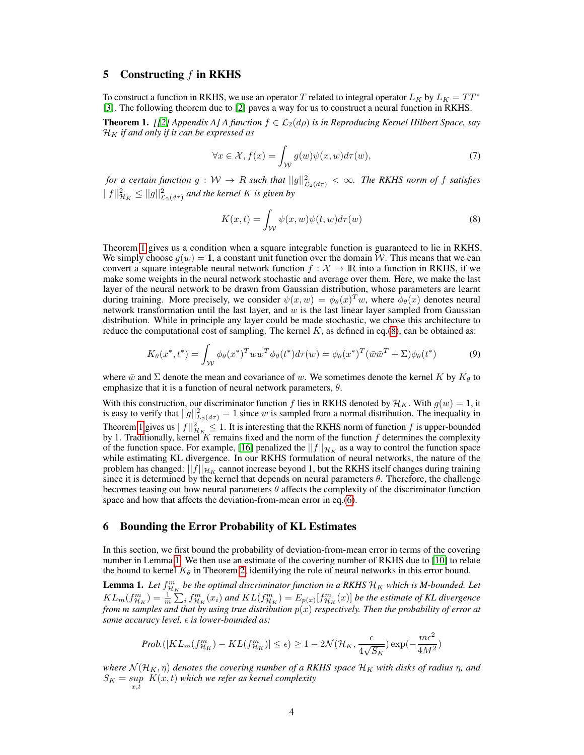## 5 Constructing $f$ in RKHS

To construct a function in RKHS, we use an operator $T$ related to integral operator $L_K$ by $L_K = TT^*$ [3]. The following theorem due to [2] paves a way for us to construct a neural function in RKHS.

**Theorem 1.** *[[2] Appendix A] A function $f \in \mathcal{L}_2(d\rho)$ is in Reproducing Kernel Hilbert Space, say $\mathcal{H}_K$ if and only if it can be expressed as*

$$\forall x \in \mathcal{X}, f(x) = \int_{\mathcal{W}} g(w)\psi(x, w)d\tau(w), \tag{7}$$

*for a certain function $g : \mathcal{W} \to R$ such that $||g||^2_{\mathcal{L}_2(d\tau)} < \infty$. The RKHS norm of $f$ satisfies $||f||^2_{\mathcal{H}_K} \leq ||g||^2_{\mathcal{L}_2(d\tau)}$ and the kernel $K$ is given by*

$$K(x, t) = \int_{\mathcal{W}} \psi(x, w)\psi(t, w)d\tau(w) \tag{8}$$

Theorem 1 gives us a condition when a square integrable function is guaranteed to lie in RKHS. We simply choose $g(w) = \mathbf{1}$, a constant unit function over the domain $\mathcal{W}$. This means that we can convert a square integrable neural network function $f : \mathcal{X} \to \mathbb{R}$ into a function in RKHS, if we make some weights in the neural network stochastic and average over them. Here, we make the last layer of the neural network to be drawn from Gaussian distribution, whose parameters are learnt during training. More precisely, we consider $\psi(x, w) = \phi_\theta(x)^T w$, where $\phi_\theta(x)$ denotes neural network transformation until the last layer, and $w$ is the last linear layer sampled from Gaussian distribution. While in principle any layer could be made stochastic, we chose this architecture to reduce the computational cost of sampling. The kernel $K$, as defined in eq.(8), can be obtained as:

$$K_\theta(x^*, t^*) = \int_{\mathcal{W}} \phi_\theta(x^*)^T ww^T \phi_\theta(t^*)d\tau(w) = \phi_\theta(x^*)^T(\bar{w}\bar{w}^T + \Sigma)\phi_\theta(t^*) \tag{9}$$

where $\bar{w}$ and $\Sigma$ denote the mean and covariance of $w$. We sometimes denote the kernel $K$ by $K_\theta$ to emphasize that it is a function of neural network parameters, $\theta$.

With this construction, our discriminator function $f$ lies in RKHS denoted by $\mathcal{H}_K$. With $g(w) = \mathbf{1}$, it is easy to verify that $||g||^2_{L_2(d\tau)} = 1$ since $w$ is sampled from a normal distribution. The inequality in Theorem 1 gives us $||f||^2_{\mathcal{H}_K} \leq 1$. It is interesting that the RKHS norm of function $f$ is upper-bounded by 1. Traditionally, kernel $K$ remains fixed and the norm of the function $f$ determines the complexity of the function space. For example, [16] penalized the $||f||_{\mathcal{H}_K}$ as a way to control the function space while estimating KL divergence. In our RKHS formulation of neural networks, the nature of the problem has changed: $||f||_{\mathcal{H}_K}$ cannot increase beyond 1, but the RKHS itself changes during training since it is determined by the kernel that depends on neural parameters $\theta$. Therefore, the challenge becomes teasing out how neural parameters $\theta$ affects the complexity of the discriminator function space and how that affects the deviation-from-mean error in eq.(6).

## 6 Bounding the Error Probability of KL Estimates

In this section, we first bound the probability of deviation-from-mean error in terms of the covering number in Lemma 1. We then use an estimate of the covering number of RKHS due to [10] to relate the bound to kernel $K_\theta$ in Theorem 2, identifying the role of neural networks in this error bound.

**Lemma 1.** *Let $f^m_{\mathcal{H}_K}$ be the optimal discriminator function in a RKHS $\mathcal{H}_K$ which is M-bounded. Let $KL_m(f^m_{\mathcal{H}_K}) = \frac{1}{m}\sum_i f^m_{\mathcal{H}_K}(x_i)$ and $KL(f^m_{\mathcal{H}_K}) = E_{p(x)}[f^m_{\mathcal{H}_K}(x)]$ be the estimate of KL divergence from m samples and that by using true distribution $p(x)$ respectively. Then the probability of error at some accuracy level, $\epsilon$ is lower-bounded as:*

$$\textit{Prob.}(|KL_m(f^m_{\mathcal{H}_K}) - KL(f^m_{\mathcal{H}_K})| \leq \epsilon) \geq 1 - 2\mathcal{N}(\mathcal{H}_K, \frac{\epsilon}{4\sqrt{S_K}})\exp(-\frac{m\epsilon^2}{4M^2})$$

*where $\mathcal{N}(\mathcal{H}_K, \eta)$ denotes the covering number of a RKHS space $\mathcal{H}_K$ with disks of radius $\eta$, and $S_K = \sup_{x,t} K(x, t)$ which we refer as kernel complexity*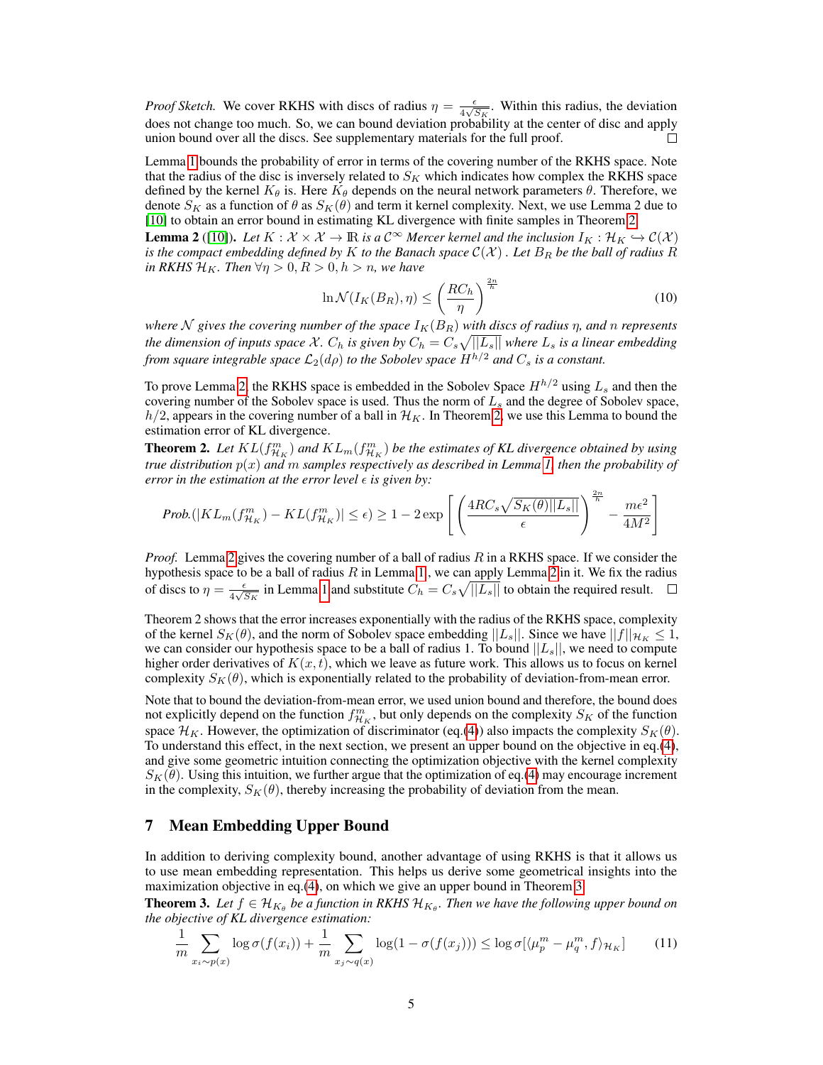*Proof Sketch.* We cover RKHS with discs of radius $\eta = \frac{\epsilon}{4\sqrt{S_K}}$. Within this radius, the deviation does not change too much. So, we can bound deviation probability at the center of disc and apply union bound over all the discs. See supplementary materials for the full proof. □

Lemma 1 bounds the probability of error in terms of the covering number of the RKHS space. Note that the radius of the disc is inversely related to $S_K$ which indicates how complex the RKHS space defined by the kernel $K_\theta$ is. Here $K_\theta$ depends on the neural network parameters $\theta$. Therefore, we denote $S_K$ as a function of $\theta$ as $S_K(\theta)$ and term it kernel complexity. Next, we use Lemma 2 due to [10] to obtain an error bound in estimating KL divergence with finite samples in Theorem 2.

**Lemma 2** ([10]). *Let $K : \mathcal{X} \times \mathcal{X} \to \mathbb{R}$ is a $\mathcal{C}^\infty$ Mercer kernel and the inclusion $I_K : \mathcal{H}_K \hookrightarrow \mathcal{C}(\mathcal{X})$ is the compact embedding defined by $K$ to the Banach space $\mathcal{C}(\mathcal{X})$. Let $B_R$ be the ball of radius $R$ in RKHS $\mathcal{H}_K$. Then $\forall \eta > 0, R > 0, h > n$, we have*

$$\ln \mathcal{N}(I_K(B_R), \eta) \leq \left(\frac{RC_h}{\eta}\right)^{\frac{2n}{h}} \tag{10}$$

*where $\mathcal{N}$ gives the covering number of the space $I_K(B_R)$ with discs of radius $\eta$, and $n$ represents the dimension of inputs space $\mathcal{X}$. $C_h$ is given by $C_h = C_s\sqrt{||L_s||}$ where $L_s$ is a linear embedding from square integrable space $\mathcal{L}_2(d\rho)$ to the Sobolev space $H^{h/2}$ and $C_s$ is a constant.*

To prove Lemma 2, the RKHS space is embedded in the Sobolev Space $H^{h/2}$ using $L_s$ and then the covering number of the Sobolev space is used. Thus the norm of $L_s$ and the degree of Sobolev space, $h/2$, appears in the covering number of a ball in $\mathcal{H}_K$. In Theorem 2, we use this Lemma to bound the estimation error of KL divergence.

**Theorem 2.** *Let $KL(f^m_{\mathcal{H}_K})$ and $KL_m(f^m_{\mathcal{H}_K})$ be the estimates of KL divergence obtained by using true distribution $p(x)$ and $m$ samples respectively as described in Lemma 1, then the probability of error in the estimation at the error level $\epsilon$ is given by:*

$$\text{Prob.}(|KL_m(f^m_{\mathcal{H}_K}) - KL(f^m_{\mathcal{H}_K})| \leq \epsilon) \geq 1 - 2\exp\left[\left(\frac{4RC_s\sqrt{S_K(\theta)||L_s||}}{\epsilon}\right)^{\frac{2n}{h}} - \frac{m\epsilon^2}{4M^2}\right]$$

*Proof.* Lemma 2 gives the covering number of a ball of radius $R$ in a RKHS space. If we consider the hypothesis space to be a ball of radius $R$ in Lemma 1, we can apply Lemma 2 in it. We fix the radius of discs to $\eta = \frac{\epsilon}{4\sqrt{S_K}}$ in Lemma 1 and substitute $C_h = C_s\sqrt{||L_s||}$ to obtain the required result. □

Theorem 2 shows that the error increases exponentially with the radius of the RKHS space, complexity of the kernel $S_K(\theta)$, and the norm of Sobolev space embedding $||L_s||$. Since we have $||f||_{\mathcal{H}_K} \leq 1$, we can consider our hypothesis space to be a ball of radius 1. To bound $||L_s||$, we need to compute higher order derivatives of $K(x,t)$, which we leave as future work. This allows us to focus on kernel complexity $S_K(\theta)$, which is exponentially related to the probability of deviation-from-mean error.

Note that to bound the deviation-from-mean error, we used union bound and therefore, the bound does not explicitly depend on the function $f^m_{\mathcal{H}_K}$, but only depends on the complexity $S_K$ of the function space $\mathcal{H}_K$. However, the optimization of discriminator (eq.(4)) also impacts the complexity $S_K(\theta)$. To understand this effect, in the next section, we present an upper bound on the objective in eq.(4), and give some geometric intuition connecting the optimization objective with the kernel complexity $S_K(\theta)$. Using this intuition, we further argue that the optimization of eq.(4) may encourage increment in the complexity, $S_K(\theta)$, thereby increasing the probability of deviation from the mean.

## 7 Mean Embedding Upper Bound

In addition to deriving complexity bound, another advantage of using RKHS is that it allows us to use mean embedding representation. This helps us derive some geometrical insights into the maximization objective in eq.(4), on which we give an upper bound in Theorem 3.

**Theorem 3.** *Let $f \in \mathcal{H}_{K_\theta}$ be a function in RKHS $\mathcal{H}_{K_\theta}$. Then we have the following upper bound on the objective of KL divergence estimation:*

$$\frac{1}{m}\sum_{x_i \sim p(x)} \log\sigma(f(x_i)) + \frac{1}{m}\sum_{x_j \sim q(x)} \log(1 - \sigma(f(x_j))) \leq \log\sigma[\langle \mu^m_p - \mu^m_q, f\rangle_{\mathcal{H}_K}] \tag{11}$$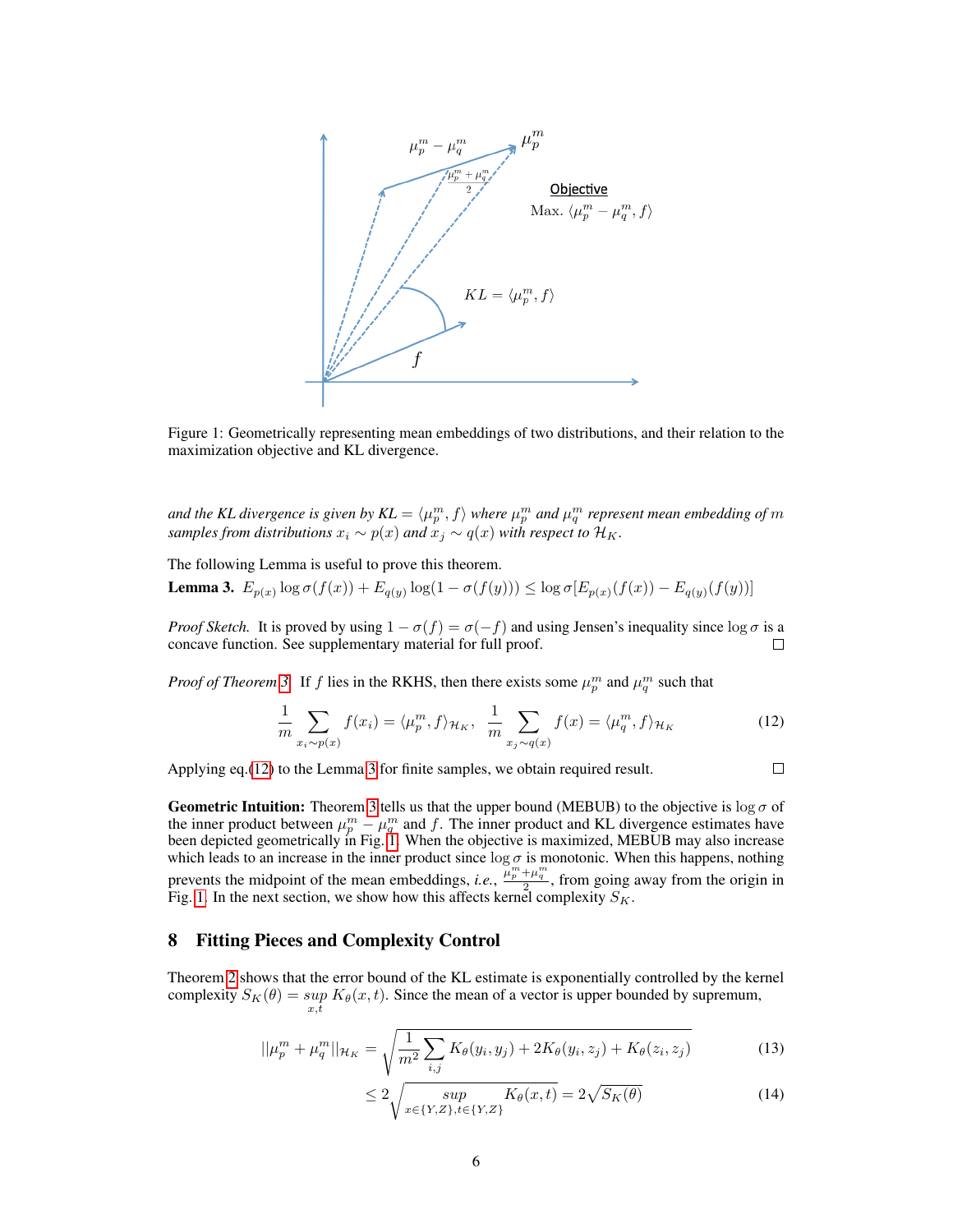Figure 1: Geometrically representing mean embeddings of two distributions, and their relation to the maximization objective and KL divergence.

*and the KL divergence is given by* $KL = \langle \mu_p^m, f \rangle$ *where* $\mu_p^m$ *and* $\mu_q^m$ *represent mean embedding of* $m$ *samples from distributions* $x_i \sim p(x)$ *and* $x_j \sim q(x)$ *with respect to* $\mathcal{H}_K$.

The following Lemma is useful to prove this theorem.

**Lemma 3.** $E_{p(x)} \log \sigma(f(x)) + E_{q(y)} \log(1 - \sigma(f(y))) \leq \log \sigma[E_{p(x)}(f(x)) - E_{q(y)}(f(y))]$

*Proof Sketch.* It is proved by using $1 - \sigma(f) = \sigma(-f)$ and using Jensen's inequality since $\log \sigma$ is a concave function. See supplementary material for full proof. □

*Proof of Theorem 3.* If $f$ lies in the RKHS, then there exists some $\mu_p^m$ and $\mu_q^m$ such that

$$\frac{1}{m} \sum_{x_i \sim p(x)} f(x_i) = \langle \mu_p^m, f \rangle_{\mathcal{H}_K}, \quad \frac{1}{m} \sum_{x_j \sim q(x)} f(x) = \langle \mu_q^m, f \rangle_{\mathcal{H}_K} \tag{12}$$

Applying eq.(12) to the Lemma 3 for finite samples, we obtain required result. □

**Geometric Intuition:** Theorem 3 tells us that the upper bound (MEBUB) to the objective is $\log \sigma$ of the inner product between $\mu_p^m - \mu_q^m$ and $f$. The inner product and KL divergence estimates have been depicted geometrically in Fig. 1. When the objective is maximized, MEBUB may also increase which leads to an increase in the inner product since $\log \sigma$ is monotonic. When this happens, nothing prevents the midpoint of the mean embeddings, *i.e.*, $\frac{\mu_p^m + \mu_q^m}{2}$, from going away from the origin in Fig. 1. In the next section, we show how this affects kernel complexity $S_K$.

## 8 Fitting Pieces and Complexity Control

Theorem 2 shows that the error bound of the KL estimate is exponentially controlled by the kernel complexity $S_K(\theta) = \sup_{x,t} K_\theta(x, t)$. Since the mean of a vector is upper bounded by supremum,

$$||\mu_p^m + \mu_q^m||_{\mathcal{H}_K} = \sqrt{\frac{1}{m^2} \sum_{i,j} K_\theta(y_i, y_j) + 2K_\theta(y_i, z_j) + K_\theta(z_i, z_j)} \tag{13}$$

$$\leq 2\sqrt{\sup_{x \in \{Y,Z\}, t \in \{Y,Z\}} K_\theta(x, t)} = 2\sqrt{S_K(\theta)} \tag{14}$$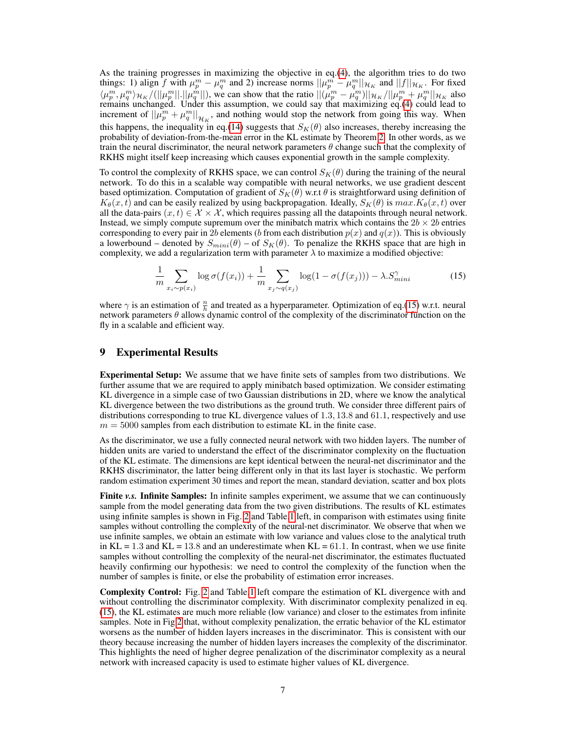As the training progresses in maximizing the objective in eq.(4), the algorithm tries to do two things: 1) align $f$ with $\mu_p^m - \mu_q^m$ and 2) increase norms $||\mu_p^m - \mu_q^m||_{\mathcal{H}_K}$ and $||f||_{\mathcal{H}_K}$. For fixed $\langle \mu_p^m, \mu_q^m \rangle_{\mathcal{H}_K} / (||\mu_p^m||.||\mu_q^m||)$, we can show that the ratio $||(\mu_p^m - \mu_q^m)||_{\mathcal{H}_K} / ||\mu_p^m + \mu_q^m||_{\mathcal{H}_K}$ also remains unchanged. Under this assumption, we could say that maximizing eq.(4) could lead to increment of $||\mu_p^m + \mu_q^m||_{\mathcal{H}_K}$, and nothing would stop the network from going this way. When this happens, the inequality in eq.(14) suggests that $S_K(\theta)$ also increases, thereby increasing the probability of deviation-from-the-mean error in the KL estimate by Theorem 2. In other words, as we train the neural discriminator, the neural network parameters $\theta$ change such that the complexity of RKHS might itself keep increasing which causes exponential growth in the sample complexity.

To control the complexity of RKHS space, we can control $S_K(\theta)$ during the training of the neural network. To do this in a scalable way compatible with neural networks, we use gradient descent based optimization. Computation of gradient of $S_K(\theta)$ w.r.t $\theta$ is straightforward using definition of $K_\theta(x, t)$ and can be easily realized by using backpropagation. Ideally, $S_K(\theta)$ is $max.K_\theta(x, t)$ over all the data-pairs $(x, t) \in \mathcal{X} \times \mathcal{X}$, which requires passing all the datapoints through neural network. Instead, we simply compute supremum over the minibatch matrix which contains the $2b \times 2b$ entries corresponding to every pair in $2b$ elements ($b$ from each distribution $p(x)$ and $q(x)$). This is obviously a lowerbound – denoted by $S_{mini}(\theta)$ – of $S_K(\theta)$. To penalize the RKHS space that are high in complexity, we add a regularization term with parameter $\lambda$ to maximize a modified objective:

$$\frac{1}{m} \sum_{x_i \sim p(x_i)} \log \sigma(f(x_i)) + \frac{1}{m} \sum_{x_j \sim q(x_j)} \log(1 - \sigma(f(x_j))) - \lambda . S_{mini}^{\gamma} \tag{15}$$

where $\gamma$ is an estimation of $\frac{n}{h}$ and treated as a hyperparameter. Optimization of eq.(15) w.r.t. neural network parameters $\theta$ allows dynamic control of the complexity of the discriminator function on the fly in a scalable and efficient way.

# 9 Experimental Results

**Experimental Setup:** We assume that we have finite sets of samples from two distributions. We further assume that we are required to apply minibatch based optimization. We consider estimating KL divergence in a simple case of two Gaussian distributions in 2D, where we know the analytical KL divergence between the two distributions as the ground truth. We consider three different pairs of distributions corresponding to true KL divergence values of 1.3, 13.8 and 61.1, respectively and use $m = 5000$ samples from each distribution to estimate KL in the finite case.

As the discriminator, we use a fully connected neural network with two hidden layers. The number of hidden units are varied to understand the effect of the discriminator complexity on the fluctuation of the KL estimate. The dimensions are kept identical between the neural-net discriminator and the RKHS discriminator, the latter being different only in that its last layer is stochastic. We perform random estimation experiment 30 times and report the mean, standard deviation, scatter and box plots

**Finite *v.s.* Infinite Samples:** In infinite samples experiment, we assume that we can continuously sample from the model generating data from the two given distributions. The results of KL estimates using infinite samples is shown in Fig. 2 and Table 1 left, in comparison with estimates using finite samples without controlling the complexity of the neural-net discriminator. We observe that when we use infinite samples, we obtain an estimate with low variance and values close to the analytical truth in KL = 1.3 and KL = 13.8 and an underestimate when KL = 61.1. In contrast, when we use finite samples without controlling the complexity of the neural-net discriminator, the estimates fluctuated heavily confirming our hypothesis: we need to control the complexity of the function when the number of samples is finite, or else the probability of estimation error increases.

**Complexity Control:** Fig. 2 and Table 1 left compare the estimation of KL divergence with and without controlling the discriminator complexity. With discriminator complexity penalized in eq. (15), the KL estimates are much more reliable (low variance) and closer to the estimates from infinite samples. Note in Fig 2 that, without complexity penalization, the erratic behavior of the KL estimator worsens as the number of hidden layers increases in the discriminator. This is consistent with our theory because increasing the number of hidden layers increases the complexity of the discriminator. This highlights the need of higher degree penalization of the discriminator complexity as a neural network with increased capacity is used to estimate higher values of KL divergence.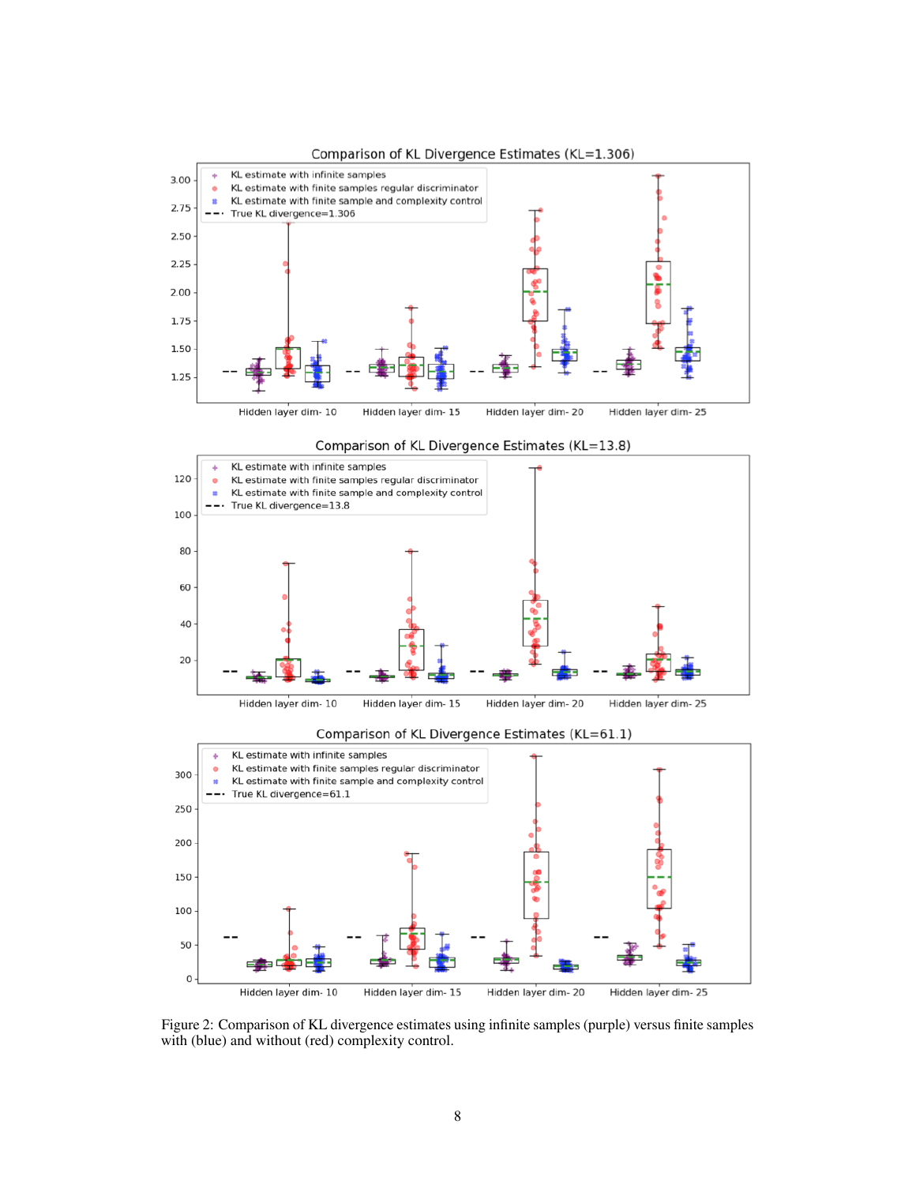Figure 2: Comparison of KL divergence estimates using infinite samples (purple) versus finite samples with (blue) and without (red) complexity control.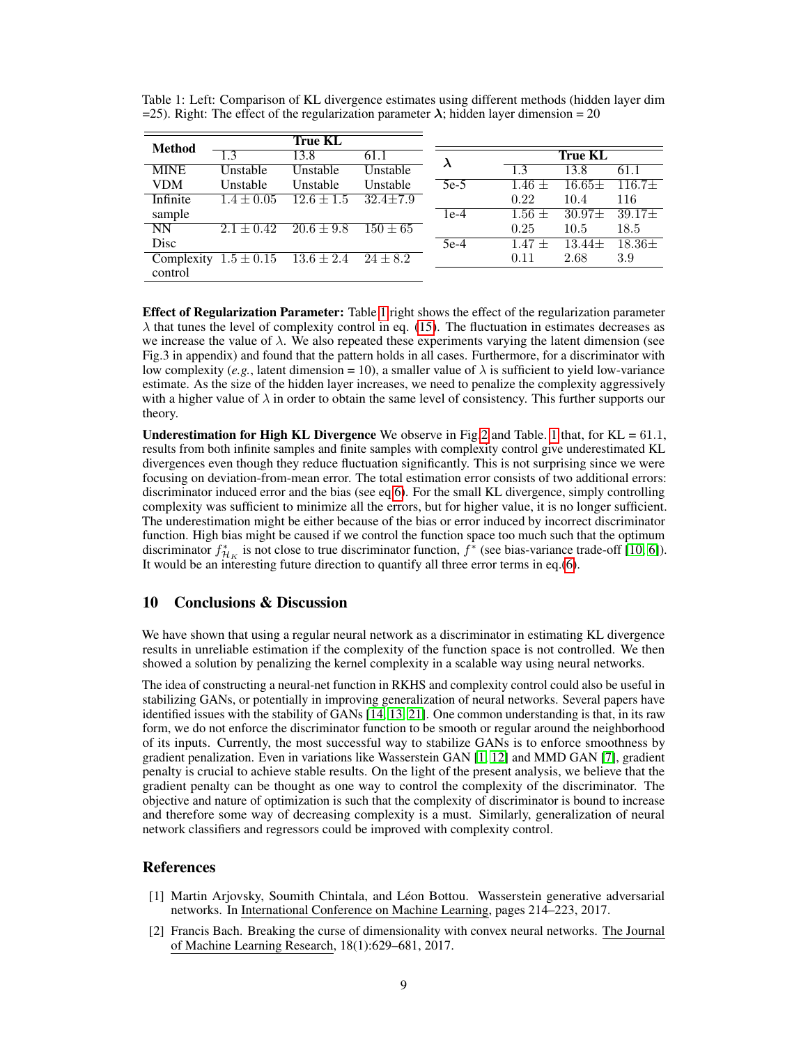Table 1: Left: Comparison of KL divergence estimates using different methods (hidden layer dim =25). Right: The effect of the regularization parameter $\lambda$; hidden layer dimension = 20

| Method | True KL | | |
|---|---|---|---|
| | 1.3 | 13.8 | 61.1 |
| MINE | Unstable | Unstable | Unstable |
| VDM | Unstable | Unstable | Unstable |
| Infinite sample | $1.4 \pm 0.05$ | $12.6 \pm 1.5$ | $32.4 \pm 7.9$ |
| NN Disc | $2.1 \pm 0.42$ | $20.6 \pm 9.8$ | $150 \pm 65$ |
| Complexity control | $1.5 \pm 0.15$ | $13.6 \pm 2.4$ | $24 \pm 8.2$ |

| $\lambda$ | True KL | | |
|---|---|---|---|
| | 1.3 | 13.8 | 61.1 |
| 5e-5 | $1.46 \pm 0.22$ | $16.65 \pm 10.4$ | $116.7 \pm 116$ |
| 1e-4 | $1.56 \pm 0.25$ | $30.97 \pm 10.5$ | $39.17 \pm 18.5$ |
| 5e-4 | $1.47 \pm 0.11$ | $13.44 \pm 2.68$ | $18.36 \pm 3.9$ |

**Effect of Regularization Parameter:** Table 1 right shows the effect of the regularization parameter $\lambda$ that tunes the level of complexity control in eq. (15). The fluctuation in estimates decreases as we increase the value of $\lambda$. We also repeated these experiments varying the latent dimension (see Fig.3 in appendix) and found that the pattern holds in all cases. Furthermore, for a discriminator with low complexity (*e.g.*, latent dimension = 10), a smaller value of $\lambda$ is sufficient to yield low-variance estimate. As the size of the hidden layer increases, we need to penalize the complexity aggressively with a higher value of $\lambda$ in order to obtain the same level of consistency. This further supports our theory.

**Underestimation for High KL Divergence** We observe in Fig 2 and Table. 1 that, for KL = 61.1, results from both infinite samples and finite samples with complexity control give underestimated KL divergences even though they reduce fluctuation significantly. This is not surprising since we were focusing on deviation-from-mean error. The total estimation error consists of two additional errors: discriminator induced error and the bias (see eq 6). For the small KL divergence, simply controlling complexity was sufficient to minimize all the errors, but for higher value, it is no longer sufficient. The underestimation might be either because of the bias or error induced by incorrect discriminator function. High bias might be caused if we control the function space too much such that the optimum discriminator $f^*_{\mathcal{H}_K}$ is not close to true discriminator function, $f^*$ (see bias-variance trade-off [10, 6]). It would be an interesting future direction to quantify all three error terms in eq.(6).

## 10 Conclusions & Discussion

We have shown that using a regular neural network as a discriminator in estimating KL divergence results in unreliable estimation if the complexity of the function space is not controlled. We then showed a solution by penalizing the kernel complexity in a scalable way using neural networks.

The idea of constructing a neural-net function in RKHS and complexity control could also be useful in stabilizing GANs, or potentially in improving generalization of neural networks. Several papers have identified issues with the stability of GANs [14, 13, 21]. One common understanding is that, in its raw form, we do not enforce the discriminator function to be smooth or regular around the neighborhood of its inputs. Currently, the most successful way to stabilize GANs is to enforce smoothness by gradient penalization. Even in variations like Wasserstein GAN [1, 12] and MMD GAN [7], gradient penalty is crucial to achieve stable results. On the light of the present analysis, we believe that the gradient penalty can be thought as one way to control the complexity of the discriminator. The objective and nature of optimization is such that the complexity of discriminator is bound to increase and therefore some way of decreasing complexity is a must. Similarly, generalization of neural network classifiers and regressors could be improved with complexity control.

## References

[1] Martin Arjovsky, Soumith Chintala, and Léon Bottou. Wasserstein generative adversarial networks. In International Conference on Machine Learning, pages 214–223, 2017.

[2] Francis Bach. Breaking the curse of dimensionality with convex neural networks. The Journal of Machine Learning Research, 18(1):629–681, 2017.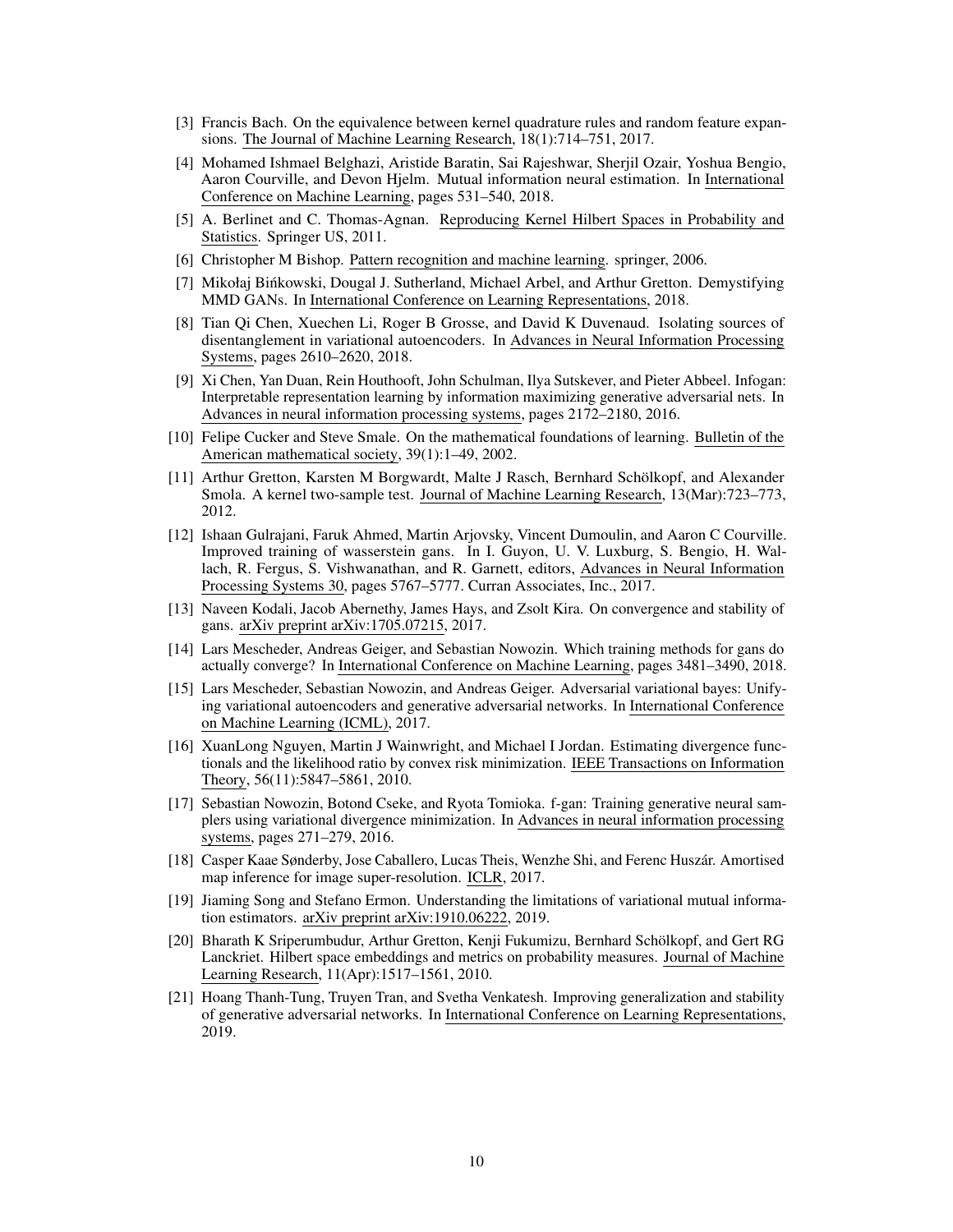[3] Francis Bach. On the equivalence between kernel quadrature rules and random feature expansions. The Journal of Machine Learning Research, 18(1):714–751, 2017.

[4] Mohamed Ishmael Belghazi, Aristide Baratin, Sai Rajeshwar, Sherjil Ozair, Yoshua Bengio, Aaron Courville, and Devon Hjelm. Mutual information neural estimation. In International Conference on Machine Learning, pages 531–540, 2018.

[5] A. Berlinet and C. Thomas-Agnan. Reproducing Kernel Hilbert Spaces in Probability and Statistics. Springer US, 2011.

[6] Christopher M Bishop. Pattern recognition and machine learning. springer, 2006.

[7] Mikołaj Bińkowski, Dougal J. Sutherland, Michael Arbel, and Arthur Gretton. Demystifying MMD GANs. In International Conference on Learning Representations, 2018.

[8] Tian Qi Chen, Xuechen Li, Roger B Grosse, and David K Duvenaud. Isolating sources of disentanglement in variational autoencoders. In Advances in Neural Information Processing Systems, pages 2610–2620, 2018.

[9] Xi Chen, Yan Duan, Rein Houthooft, John Schulman, Ilya Sutskever, and Pieter Abbeel. Infogan: Interpretable representation learning by information maximizing generative adversarial nets. In Advances in neural information processing systems, pages 2172–2180, 2016.

[10] Felipe Cucker and Steve Smale. On the mathematical foundations of learning. Bulletin of the American mathematical society, 39(1):1–49, 2002.

[11] Arthur Gretton, Karsten M Borgwardt, Malte J Rasch, Bernhard Schölkopf, and Alexander Smola. A kernel two-sample test. Journal of Machine Learning Research, 13(Mar):723–773, 2012.

[12] Ishaan Gulrajani, Faruk Ahmed, Martin Arjovsky, Vincent Dumoulin, and Aaron C Courville. Improved training of wasserstein gans. In I. Guyon, U. V. Luxburg, S. Bengio, H. Wallach, R. Fergus, S. Vishwanathan, and R. Garnett, editors, Advances in Neural Information Processing Systems 30, pages 5767–5777. Curran Associates, Inc., 2017.

[13] Naveen Kodali, Jacob Abernethy, James Hays, and Zsolt Kira. On convergence and stability of gans. arXiv preprint arXiv:1705.07215, 2017.

[14] Lars Mescheder, Andreas Geiger, and Sebastian Nowozin. Which training methods for gans do actually converge? In International Conference on Machine Learning, pages 3481–3490, 2018.

[15] Lars Mescheder, Sebastian Nowozin, and Andreas Geiger. Adversarial variational bayes: Unifying variational autoencoders and generative adversarial networks. In International Conference on Machine Learning (ICML), 2017.

[16] XuanLong Nguyen, Martin J Wainwright, and Michael I Jordan. Estimating divergence functionals and the likelihood ratio by convex risk minimization. IEEE Transactions on Information Theory, 56(11):5847–5861, 2010.

[17] Sebastian Nowozin, Botond Cseke, and Ryota Tomioka. f-gan: Training generative neural samplers using variational divergence minimization. In Advances in neural information processing systems, pages 271–279, 2016.

[18] Casper Kaae Sønderby, Jose Caballero, Lucas Theis, Wenzhe Shi, and Ferenc Huszár. Amortised map inference for image super-resolution. ICLR, 2017.

[19] Jiaming Song and Stefano Ermon. Understanding the limitations of variational mutual information estimators. arXiv preprint arXiv:1910.06222, 2019.

[20] Bharath K Sriperumbudur, Arthur Gretton, Kenji Fukumizu, Bernhard Schölkopf, and Gert RG Lanckriet. Hilbert space embeddings and metrics on probability measures. Journal of Machine Learning Research, 11(Apr):1517–1561, 2010.

[21] Hoang Thanh-Tung, Truyen Tran, and Svetha Venkatesh. Improving generalization and stability of generative adversarial networks. In International Conference on Learning Representations, 2019.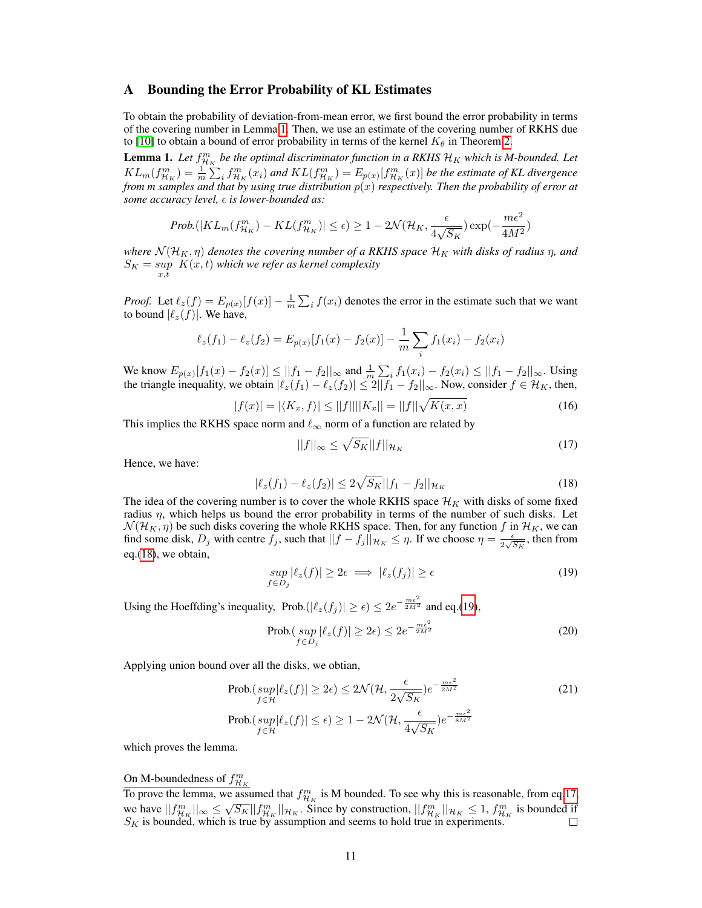## A Bounding the Error Probability of KL Estimates

To obtain the probability of deviation-from-mean error, we first bound the error probability in terms of the covering number in Lemma 1. Then, we use an estimate of the covering number of RKHS due to [10] to obtain a bound of error probability in terms of the kernel $K_\theta$ in Theorem 2.

**Lemma 1.** *Let $f^m_{\mathcal{H}_K}$ be the optimal discriminator function in a RKHS $\mathcal{H}_K$ which is M-bounded. Let $KL_m(f^m_{\mathcal{H}_K}) = \frac{1}{m}\sum_i f^m_{\mathcal{H}_K}(x_i)$ and $KL(f^m_{\mathcal{H}_K}) = E_{p(x)}[f^m_{\mathcal{H}_K}(x)]$ be the estimate of KL divergence from m samples and that by using true distribution $p(x)$ respectively. Then the probability of error at some accuracy level, $\epsilon$ is lower-bounded as:*

$$\textit{Prob.}(|KL_m(f^m_{\mathcal{H}_K}) - KL(f^m_{\mathcal{H}_K})| \leq \epsilon) \geq 1 - 2\mathcal{N}(\mathcal{H}_K, \frac{\epsilon}{4\sqrt{S_K}}) \exp(-\frac{m\epsilon^2}{4M^2})$$

*where $\mathcal{N}(\mathcal{H}_K, \eta)$ denotes the covering number of a RKHS space $\mathcal{H}_K$ with disks of radius $\eta$, and $S_K = \underset{x,t}{sup}\ K(x,t)$ which we refer as kernel complexity*

*Proof.* Let $\ell_z(f) = E_{p(x)}[f(x)] - \frac{1}{m}\sum_i f(x_i)$ denotes the error in the estimate such that we want to bound $|\ell_z(f)|$. We have,

$$\ell_z(f_1) - \ell_z(f_2) = E_{p(x)}[f_1(x) - f_2(x)] - \frac{1}{m}\sum_i f_1(x_i) - f_2(x_i)$$

We know $E_{p(x)}[f_1(x) - f_2(x)] \leq ||f_1 - f_2||_\infty$ and $\frac{1}{m}\sum_i f_1(x_i) - f_2(x_i) \leq ||f_1 - f_2||_\infty$. Using the triangle inequality, we obtain $|\ell_z(f_1) - \ell_z(f_2)| \leq 2||f_1 - f_2||_\infty$. Now, consider $f \in \mathcal{H}_K$, then,

$$|f(x)| = |\langle K_x, f\rangle| \leq ||f||||K_x|| = ||f||\sqrt{K(x,x)} \tag{16}$$

This implies the RKHS space norm and $\ell_\infty$ norm of a function are related by

$$||f||_\infty \leq \sqrt{S_K}||f||_{\mathcal{H}_K} \tag{17}$$

Hence, we have:

$$|\ell_z(f_1) - \ell_z(f_2)| \leq 2\sqrt{S_K}||f_1 - f_2||_{\mathcal{H}_K} \tag{18}$$

The idea of the covering number is to cover the whole RKHS space $\mathcal{H}_K$ with disks of some fixed radius $\eta$, which helps us bound the error probability in terms of the number of such disks. Let $\mathcal{N}(\mathcal{H}_K, \eta)$ be such disks covering the whole RKHS space. Then, for any function $f$ in $\mathcal{H}_K$, we can find some disk, $D_j$ with centre $f_j$, such that $||f - f_j||_{\mathcal{H}_K} \leq \eta$. If we choose $\eta = \frac{\epsilon}{2\sqrt{S_K}}$, then from eq.(18), we obtain,

$$\underset{f \in D_j}{sup}\,|\ell_z(f)| \geq 2\epsilon \implies |\ell_z(f_j)| \geq \epsilon \tag{19}$$

Using the Hoeffding's inequality, Prob.$(|\ell_z(f_j)| \geq \epsilon) \leq 2e^{-\frac{m\epsilon^2}{2M^2}}$ and eq.(19),

$$\text{Prob.}(\underset{f \in D_j}{sup}\,|\ell_z(f)| \geq 2\epsilon) \leq 2e^{-\frac{m\epsilon^2}{2M^2}} \tag{20}$$

Applying union bound over all the disks, we obtian,

$$\text{Prob.}(\underset{f \in \mathcal{H}}{sup}|\ell_z(f)| \geq 2\epsilon) \leq 2\mathcal{N}(\mathcal{H}, \frac{\epsilon}{2\sqrt{S_K}})e^{-\frac{m\epsilon^2}{2M^2}} \tag{21}$$

$$\text{Prob.}(\underset{f \in \mathcal{H}}{sup}|\ell_z(f)| \leq \epsilon) \geq 1 - 2\mathcal{N}(\mathcal{H}, \frac{\epsilon}{4\sqrt{S_K}})e^{-\frac{m\epsilon^2}{8M^2}}$$

which proves the lemma.

On M-boundedness of $f^m_{\mathcal{H}_K}$

To prove the lemma, we assumed that $f^m_{\mathcal{H}_K}$ is M bounded. To see why this is reasonable, from eq.17, we have $||f^m_{\mathcal{H}_K}||_\infty \leq \sqrt{S_K}||f^m_{\mathcal{H}_K}||_{\mathcal{H}_K}$. Since by construction, $||f^m_{\mathcal{H}_K}||_{\mathcal{H}_K} \leq 1$, $f^m_{\mathcal{H}_K}$ is bounded if $S_K$ is bounded, which is true by assumption and seems to hold true in experiments. ◻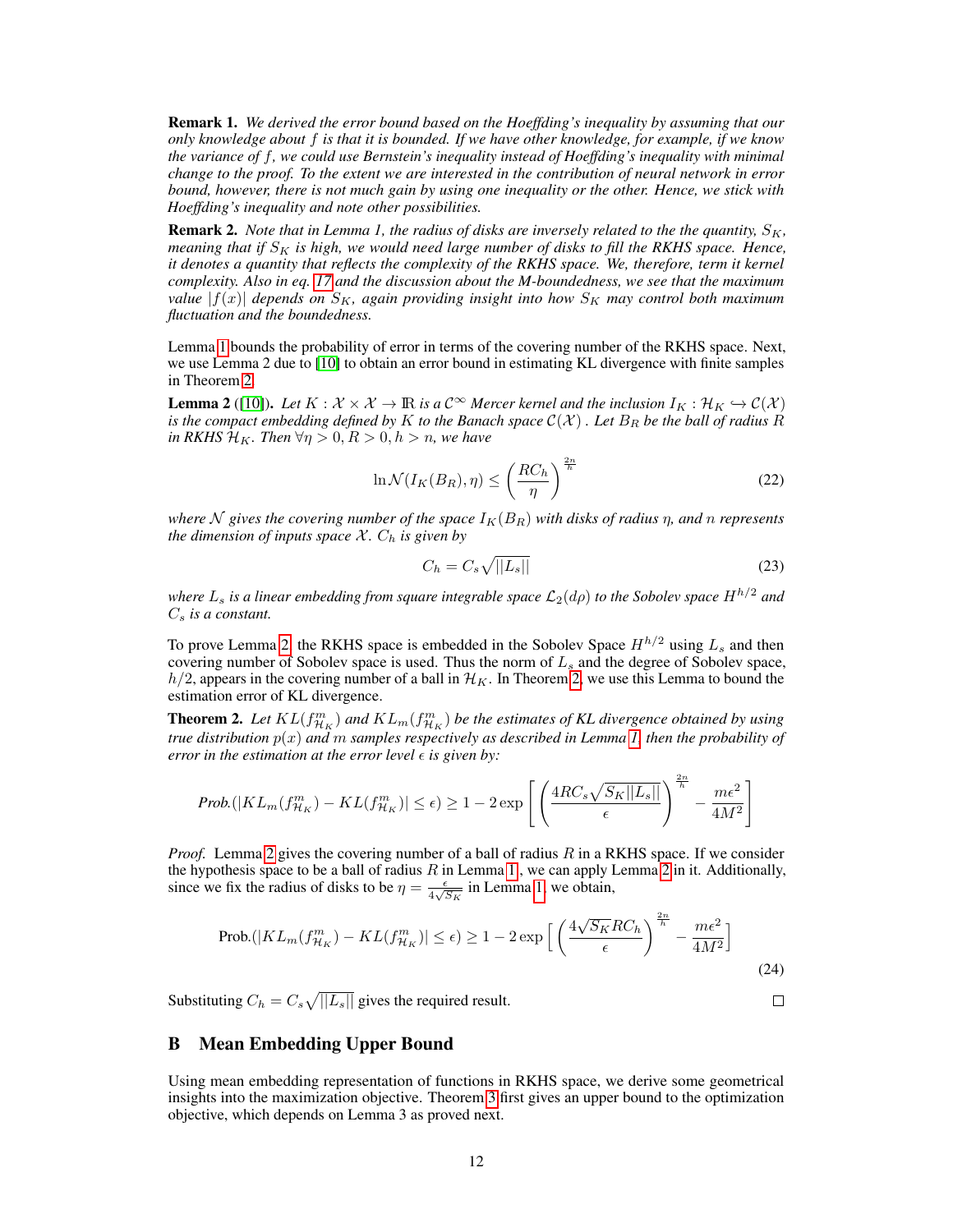**Remark 1.** *We derived the error bound based on the Hoeffding's inequality by assuming that our only knowledge about $f$ is that it is bounded. If we have other knowledge, for example, if we know the variance of $f$, we could use Bernstein's inequality instead of Hoeffding's inequality with minimal change to the proof. To the extent we are interested in the contribution of neural network in error bound, however, there is not much gain by using one inequality or the other. Hence, we stick with Hoeffding's inequality and note other possibilities.*

**Remark 2.** *Note that in Lemma 1, the radius of disks are inversely related to the the quantity, $S_K$, meaning that if $S_K$ is high, we would need large number of disks to fill the RKHS space. Hence, it denotes a quantity that reflects the complexity of the RKHS space. We, therefore, term it kernel complexity. Also in eq. 17 and the discussion about the M-boundedness, we see that the maximum value $|f(x)|$ depends on $S_K$, again providing insight into how $S_K$ may control both maximum fluctuation and the boundedness.*

Lemma 1 bounds the probability of error in terms of the covering number of the RKHS space. Next, we use Lemma 2 due to [10] to obtain an error bound in estimating KL divergence with finite samples in Theorem 2.

**Lemma 2** ([10]). *Let $K : \mathcal{X} \times \mathcal{X} \rightarrow \mathbb{R}$ is a $\mathcal{C}^\infty$ Mercer kernel and the inclusion $I_K : \mathcal{H}_K \hookrightarrow \mathcal{C}(\mathcal{X})$ is the compact embedding defined by $K$ to the Banach space $\mathcal{C}(\mathcal{X})$ . Let $B_R$ be the ball of radius $R$ in RKHS $\mathcal{H}_K$. Then $\forall \eta > 0, R > 0, h > n$, we have*

$$\ln \mathcal{N}(I_K(B_R), \eta) \leq \left(\frac{RC_h}{\eta}\right)^{\frac{2n}{h}} \tag{22}$$

*where $\mathcal{N}$ gives the covering number of the space $I_K(B_R)$ with disks of radius $\eta$, and $n$ represents the dimension of inputs space $\mathcal{X}$. $C_h$ is given by*

$$C_h = C_s\sqrt{||L_s||} \tag{23}$$

*where $L_s$ is a linear embedding from square integrable space $\mathcal{L}_2(d\rho)$ to the Sobolev space $H^{h/2}$ and $C_s$ is a constant.*

To prove Lemma 2, the RKHS space is embedded in the Sobolev Space $H^{h/2}$ using $L_s$ and then covering number of Sobolev space is used. Thus the norm of $L_s$ and the degree of Sobolev space, $h/2$, appears in the covering number of a ball in $\mathcal{H}_K$. In Theorem 2, we use this Lemma to bound the estimation error of KL divergence.

**Theorem 2.** *Let $KL(f^m_{\mathcal{H}_K})$ and $KL_m(f^m_{\mathcal{H}_K})$ be the estimates of KL divergence obtained by using true distribution $p(x)$ and $m$ samples respectively as described in Lemma 1, then the probability of error in the estimation at the error level $\epsilon$ is given by:*

$$\textit{Prob.}(|KL_m(f^m_{\mathcal{H}_K}) - KL(f^m_{\mathcal{H}_K})| \leq \epsilon) \geq 1 - 2\exp\left[\left(\frac{4RC_s\sqrt{S_K||L_s||}}{\epsilon}\right)^{\frac{2n}{h}} - \frac{m\epsilon^2}{4M^2}\right]$$

*Proof.* Lemma 2 gives the covering number of a ball of radius $R$ in a RKHS space. If we consider the hypothesis space to be a ball of radius $R$ in Lemma 1, we can apply Lemma 2 in it. Additionally, since we fix the radius of disks to be $\eta = \frac{\epsilon}{4\sqrt{S_K}}$ in Lemma 1, we obtain,

$$\text{Prob.}(|KL_m(f^m_{\mathcal{H}_K}) - KL(f^m_{\mathcal{H}_K})| \leq \epsilon) \geq 1 - 2\exp\Big[\left(\frac{4\sqrt{S_K}RC_h}{\epsilon}\right)^{\frac{2n}{h}} - \frac{m\epsilon^2}{4M^2}\Big] \tag{24}$$

Substituting $C_h = C_s\sqrt{||L_s||}$ gives the required result. ∎

## B Mean Embedding Upper Bound

Using mean embedding representation of functions in RKHS space, we derive some geometrical insights into the maximization objective. Theorem 3 first gives an upper bound to the optimization objective, which depends on Lemma 3 as proved next.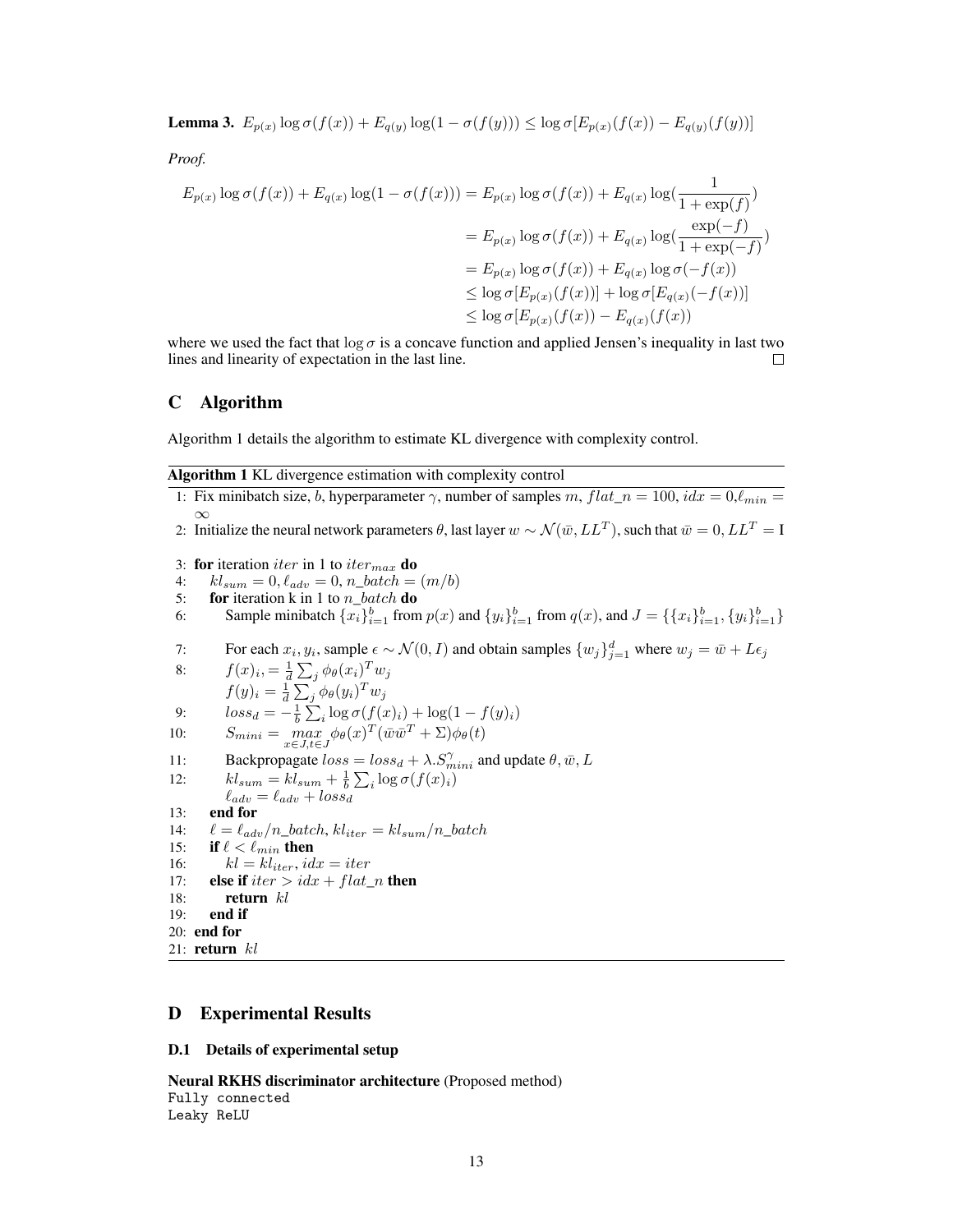**Lemma 3.** $E_{p(x)} \log \sigma(f(x)) + E_{q(y)} \log(1 - \sigma(f(y))) \leq \log \sigma[E_{p(x)}(f(x)) - E_{q(y)}(f(y))]$

*Proof.*

$$
\begin{aligned}
E_{p(x)} \log \sigma(f(x)) + E_{q(x)} \log(1 - \sigma(f(x))) &= E_{p(x)} \log \sigma(f(x)) + E_{q(x)} \log(\frac{1}{1 + \exp(f)}) \\
&= E_{p(x)} \log \sigma(f(x)) + E_{q(x)} \log(\frac{\exp(-f)}{1 + \exp(-f)}) \\
&= E_{p(x)} \log \sigma(f(x)) + E_{q(x)} \log \sigma(-f(x)) \\
&\leq \log \sigma[E_{p(x)}(f(x))] + \log \sigma[E_{q(x)}(-f(x))] \\
&\leq \log \sigma[E_{p(x)}(f(x)) - E_{q(x)}(f(x))
\end{aligned}
$$

where we used the fact that $\log \sigma$ is a concave function and applied Jensen's inequality in last two lines and linearity of expectation in the last line. □

## C Algorithm

Algorithm 1 details the algorithm to estimate KL divergence with complexity control.

**Algorithm 1** KL divergence estimation with complexity control

1: Fix minibatch size, $b$, hyperparameter $\gamma$, number of samples $m$, $flat\_n = 100$, $idx = 0$,$\ell_{min} = \infty$
2: Initialize the neural network parameters $\theta$, last layer $w \sim \mathcal{N}(\bar{w}, LL^T)$, such that $\bar{w} = 0, LL^T = \mathrm{I}$
3: **for** iteration $iter$ in 1 to $iter_{max}$ **do**
4: $\quad kl_{sum} = 0, \ell_{adv} = 0, n\_batch = (m/b)$
5: $\quad$ **for** iteration k in 1 to $n\_batch$ **do**
6: $\quad\quad$ Sample minibatch $\{x_i\}_{i=1}^{b}$ from $p(x)$ and $\{y_i\}_{i=1}^{b}$ from $q(x)$, and $J = \{\{x_i\}_{i=1}^{b}, \{y_i\}_{i=1}^{b}\}$
7: $\quad\quad$ For each $x_i, y_i$, sample $\epsilon \sim \mathcal{N}(0, I)$ and obtain samples $\{w_j\}_{j=1}^{d}$ where $w_j = \bar{w} + L\epsilon_j$
8: $\quad\quad$ $f(x)_i, = \frac{1}{d}\sum_j \phi_\theta(x_i)^T w_j$
$\quad\quad$ $f(y)_i = \frac{1}{d}\sum_j \phi_\theta(y_i)^T w_j$
9: $\quad\quad$ $loss_d = -\frac{1}{b}\sum_i \log \sigma(f(x)_i) + \log(1 - f(y)_i)$
10: $\quad\quad$ $S_{mini} = \max\limits_{x \in J, t \in J} \phi_\theta(x)^T(\bar{w}\bar{w}^T + \Sigma)\phi_\theta(t)$
11: $\quad\quad$ Backpropagate $loss = loss_d + \lambda.S_{mini}^{\gamma}$ and update $\theta, \bar{w}, L$
12: $\quad\quad$ $kl_{sum} = kl_{sum} + \frac{1}{b}\sum_i \log \sigma(f(x)_i)$
$\quad\quad$ $\ell_{adv} = \ell_{adv} + loss_d$
13: $\quad$ **end for**
14: $\quad$ $\ell = \ell_{adv}/n\_batch$, $kl_{iter} = kl_{sum}/n\_batch$
15: $\quad$ **if** $\ell < \ell_{min}$ **then**
16: $\quad\quad$ $kl = kl_{iter}$, $idx = iter$
17: $\quad$ **else if** $iter > idx + flat\_n$ **then**
18: $\quad\quad$ **return** $kl$
19: $\quad$ **end if**
20: **end for**
21: **return** $kl$

## D Experimental Results

### D.1 Details of experimental setup

**Neural RKHS discriminator architecture** (Proposed method)

```
Fully connected
Leaky ReLU
```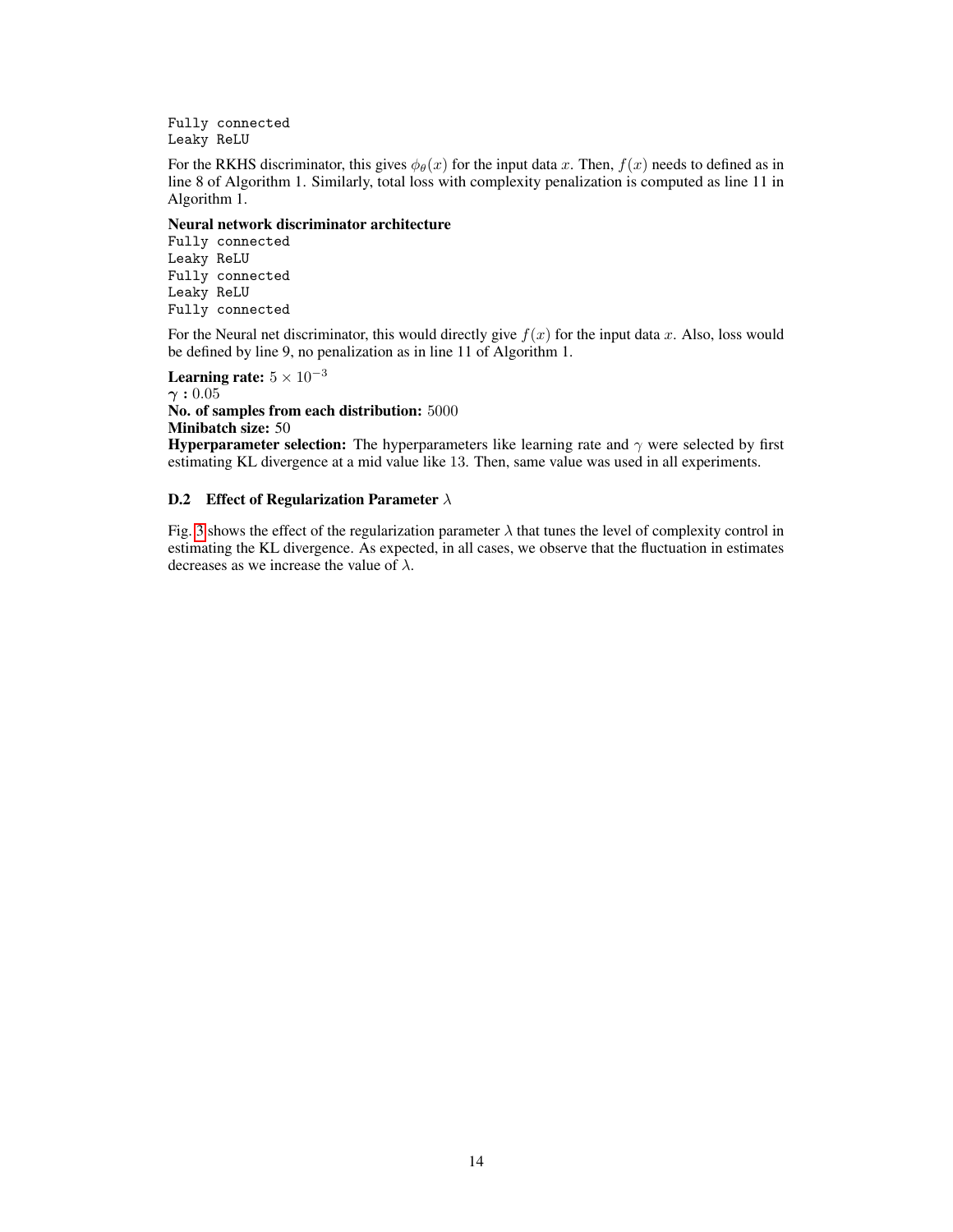```
Fully connected
Leaky ReLU
```

For the RKHS discriminator, this gives $\phi_\theta(x)$ for the input data $x$. Then, $f(x)$ needs to defined as in line 8 of Algorithm 1. Similarly, total loss with complexity penalization is computed as line 11 in Algorithm 1.

**Neural network discriminator architecture**

```
Fully connected
Leaky ReLU
Fully connected
Leaky ReLU
Fully connected
```

For the Neural net discriminator, this would directly give $f(x)$ for the input data $x$. Also, loss would be defined by line 9, no penalization as in line 11 of Algorithm 1.

**Learning rate:** $5 \times 10^{-3}$
**$\gamma$ :** $0.05$
**No. of samples from each distribution:** $5000$
**Minibatch size:** $50$
**Hyperparameter selection:** The hyperparameters like learning rate and $\gamma$ were selected by first estimating KL divergence at a mid value like 13. Then, same value was used in all experiments.

### D.2 Effect of Regularization Parameter $\lambda$

Fig. 3 shows the effect of the regularization parameter $\lambda$ that tunes the level of complexity control in estimating the KL divergence. As expected, in all cases, we observe that the fluctuation in estimates decreases as we increase the value of $\lambda$.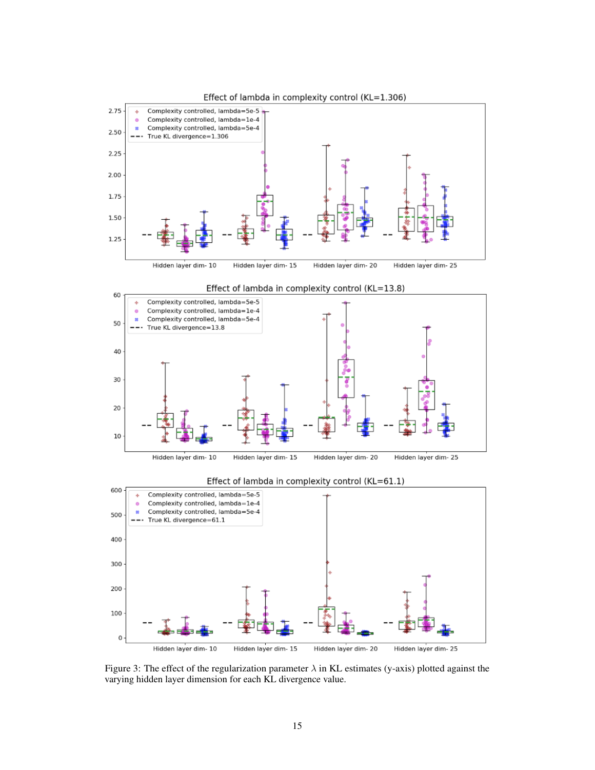Effect of lambda in complexity control (KL=1.306)

Complexity controlled, lambda=5e-5
Complexity controlled, lambda=1e-4
Complexity controlled, lambda=5e-4
True KL divergence=1.306

2.75
2.50
2.25
2.00
1.75
1.50
1.25

Hidden layer dim- 10
Hidden layer dim- 15
Hidden layer dim- 20
Hidden layer dim- 25

Effect of lambda in complexity control (KL=13.8)

Complexity controlled, lambda=5e-5
Complexity controlled, lambda=1e-4
Complexity controlled, lambda=5e-4
True KL divergence=13.8

60
50
40
30
20
10

Hidden layer dim- 10
Hidden layer dim- 15
Hidden layer dim- 20
Hidden layer dim- 25

Effect of lambda in complexity control (KL=61.1)

Complexity controlled, lambda=5e-5
Complexity controlled, lambda=1e-4
Complexity controlled, lambda=5e-4
True KL divergence=61.1

600
500
400
300
200
100
0

Hidden layer dim- 10
Hidden layer dim- 15
Hidden layer dim- 20
Hidden layer dim- 25

Figure 3: The effect of the regularization parameter $\lambda$ in KL estimates (y-axis) plotted against the varying hidden layer dimension for each KL divergence value.